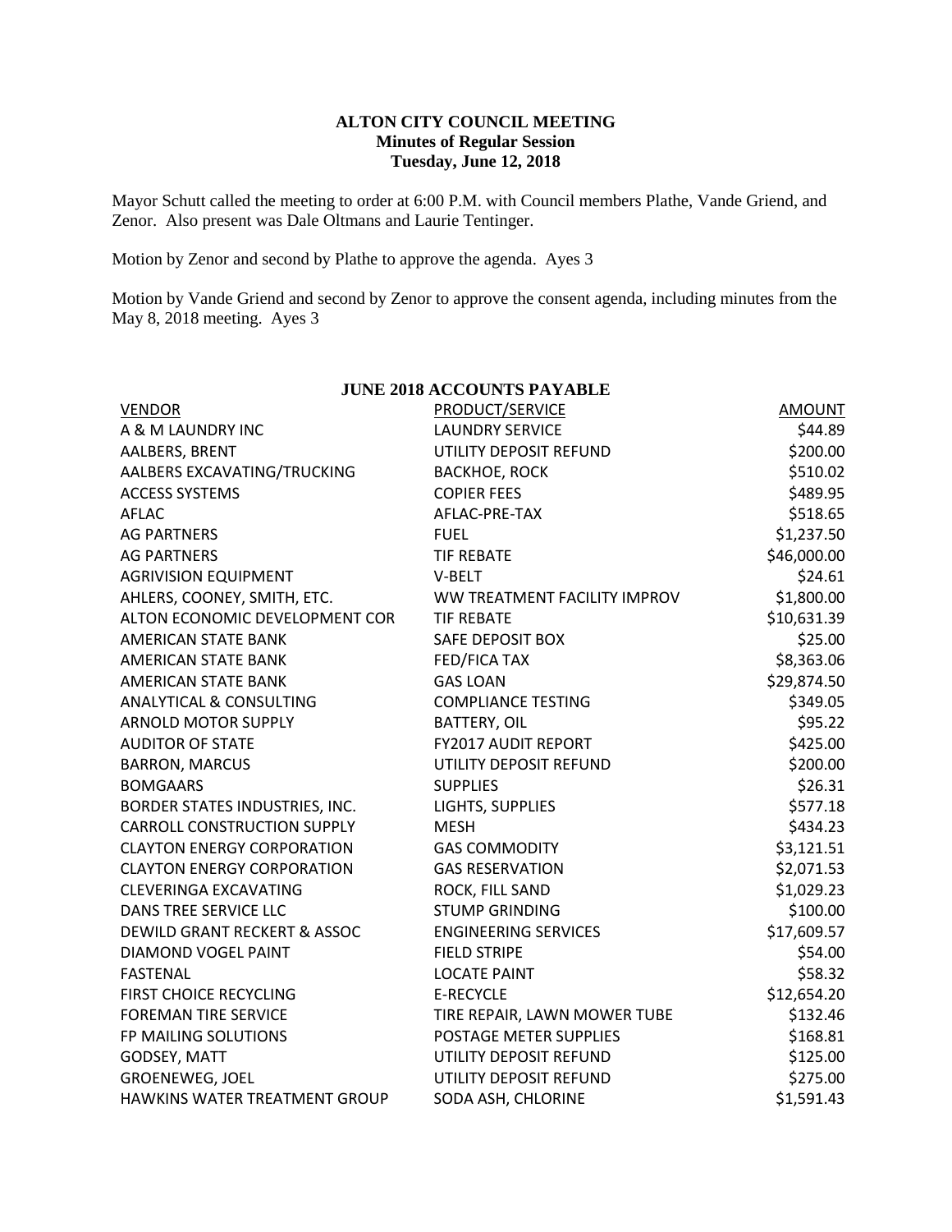**ALTON CITY COUNCIL MEETING**
**Minutes of Regular Session**
**Tuesday, June 12, 2018**

Mayor Schutt called the meeting to order at 6:00 P.M. with Council members Plathe, Vande Griend, and Zenor. Also present was Dale Oltmans and Laurie Tentinger.

Motion by Zenor and second by Plathe to approve the agenda. Ayes 3

Motion by Vande Griend and second by Zenor to approve the consent agenda, including minutes from the May 8, 2018 meeting. Ayes 3

**JUNE 2018 ACCOUNTS PAYABLE**

| VENDOR | PRODUCT/SERVICE | AMOUNT |
|---|---|---|
| A & M LAUNDRY INC | LAUNDRY SERVICE | $44.89 |
| AALBERS, BRENT | UTILITY DEPOSIT REFUND | $200.00 |
| AALBERS EXCAVATING/TRUCKING | BACKHOE, ROCK | $510.02 |
| ACCESS SYSTEMS | COPIER FEES | $489.95 |
| AFLAC | AFLAC-PRE-TAX | $518.65 |
| AG PARTNERS | FUEL | $1,237.50 |
| AG PARTNERS | TIF REBATE | $46,000.00 |
| AGRIVISION EQUIPMENT | V-BELT | $24.61 |
| AHLERS, COONEY, SMITH, ETC. | WW TREATMENT FACILITY IMPROV | $1,800.00 |
| ALTON ECONOMIC DEVELOPMENT COR | TIF REBATE | $10,631.39 |
| AMERICAN STATE BANK | SAFE DEPOSIT BOX | $25.00 |
| AMERICAN STATE BANK | FED/FICA TAX | $8,363.06 |
| AMERICAN STATE BANK | GAS LOAN | $29,874.50 |
| ANALYTICAL & CONSULTING | COMPLIANCE TESTING | $349.05 |
| ARNOLD MOTOR SUPPLY | BATTERY, OIL | $95.22 |
| AUDITOR OF STATE | FY2017 AUDIT REPORT | $425.00 |
| BARRON, MARCUS | UTILITY DEPOSIT REFUND | $200.00 |
| BOMGAARS | SUPPLIES | $26.31 |
| BORDER STATES INDUSTRIES, INC. | LIGHTS, SUPPLIES | $577.18 |
| CARROLL CONSTRUCTION SUPPLY | MESH | $434.23 |
| CLAYTON ENERGY CORPORATION | GAS COMMODITY | $3,121.51 |
| CLAYTON ENERGY CORPORATION | GAS RESERVATION | $2,071.53 |
| CLEVERINGA EXCAVATING | ROCK, FILL SAND | $1,029.23 |
| DANS TREE SERVICE LLC | STUMP GRINDING | $100.00 |
| DEWILD GRANT RECKERT & ASSOC | ENGINEERING SERVICES | $17,609.57 |
| DIAMOND VOGEL PAINT | FIELD STRIPE | $54.00 |
| FASTENAL | LOCATE PAINT | $58.32 |
| FIRST CHOICE RECYCLING | E-RECYCLE | $12,654.20 |
| FOREMAN TIRE SERVICE | TIRE REPAIR, LAWN MOWER TUBE | $132.46 |
| FP MAILING SOLUTIONS | POSTAGE METER SUPPLIES | $168.81 |
| GODSEY, MATT | UTILITY DEPOSIT REFUND | $125.00 |
| GROENEWEG, JOEL | UTILITY DEPOSIT REFUND | $275.00 |
| HAWKINS WATER TREATMENT GROUP | SODA ASH, CHLORINE | $1,591.43 |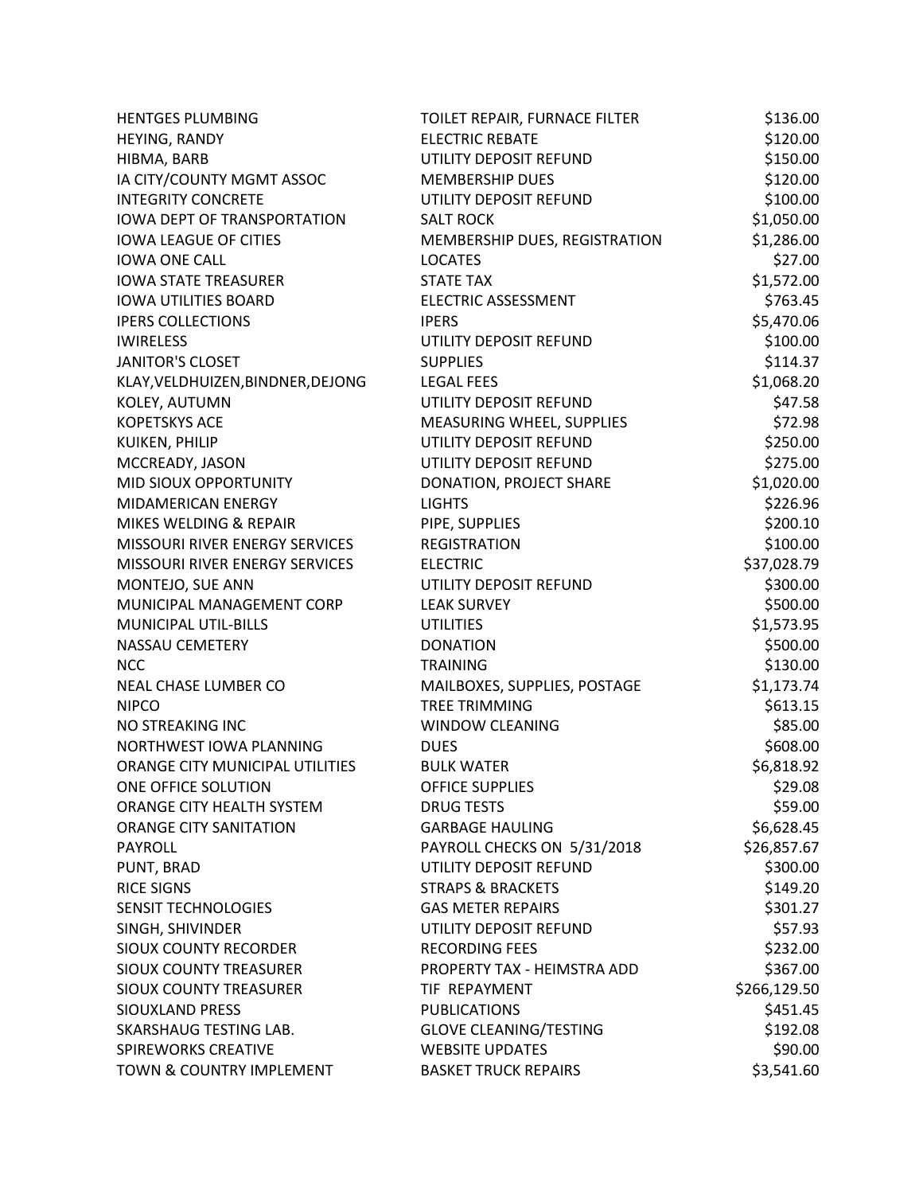| | | |
|---|---|---|
| HENTGES PLUMBING | TOILET REPAIR, FURNACE FILTER | $136.00 |
| HEYING, RANDY | ELECTRIC REBATE | $120.00 |
| HIBMA, BARB | UTILITY DEPOSIT REFUND | $150.00 |
| IA CITY/COUNTY MGMT ASSOC | MEMBERSHIP DUES | $120.00 |
| INTEGRITY CONCRETE | UTILITY DEPOSIT REFUND | $100.00 |
| IOWA DEPT OF TRANSPORTATION | SALT ROCK | $1,050.00 |
| IOWA LEAGUE OF CITIES | MEMBERSHIP DUES, REGISTRATION | $1,286.00 |
| IOWA ONE CALL | LOCATES | $27.00 |
| IOWA STATE TREASURER | STATE TAX | $1,572.00 |
| IOWA UTILITIES BOARD | ELECTRIC ASSESSMENT | $763.45 |
| IPERS COLLECTIONS | IPERS | $5,470.06 |
| IWIRELESS | UTILITY DEPOSIT REFUND | $100.00 |
| JANITOR'S CLOSET | SUPPLIES | $114.37 |
| KLAY,VELDHUIZEN,BINDNER,DEJONG | LEGAL FEES | $1,068.20 |
| KOLEY, AUTUMN | UTILITY DEPOSIT REFUND | $47.58 |
| KOPETSKYS ACE | MEASURING WHEEL, SUPPLIES | $72.98 |
| KUIKEN, PHILIP | UTILITY DEPOSIT REFUND | $250.00 |
| MCCREADY, JASON | UTILITY DEPOSIT REFUND | $275.00 |
| MID SIOUX OPPORTUNITY | DONATION, PROJECT SHARE | $1,020.00 |
| MIDAMERICAN ENERGY | LIGHTS | $226.96 |
| MIKES WELDING & REPAIR | PIPE, SUPPLIES | $200.10 |
| MISSOURI RIVER ENERGY SERVICES | REGISTRATION | $100.00 |
| MISSOURI RIVER ENERGY SERVICES | ELECTRIC | $37,028.79 |
| MONTEJO, SUE ANN | UTILITY DEPOSIT REFUND | $300.00 |
| MUNICIPAL MANAGEMENT CORP | LEAK SURVEY | $500.00 |
| MUNICIPAL UTIL-BILLS | UTILITIES | $1,573.95 |
| NASSAU CEMETERY | DONATION | $500.00 |
| NCC | TRAINING | $130.00 |
| NEAL CHASE LUMBER CO | MAILBOXES, SUPPLIES, POSTAGE | $1,173.74 |
| NIPCO | TREE TRIMMING | $613.15 |
| NO STREAKING INC | WINDOW CLEANING | $85.00 |
| NORTHWEST IOWA PLANNING | DUES | $608.00 |
| ORANGE CITY MUNICIPAL UTILITIES | BULK WATER | $6,818.92 |
| ONE OFFICE SOLUTION | OFFICE SUPPLIES | $29.08 |
| ORANGE CITY HEALTH SYSTEM | DRUG TESTS | $59.00 |
| ORANGE CITY SANITATION | GARBAGE HAULING | $6,628.45 |
| PAYROLL | PAYROLL CHECKS ON 5/31/2018 | $26,857.67 |
| PUNT, BRAD | UTILITY DEPOSIT REFUND | $300.00 |
| RICE SIGNS | STRAPS & BRACKETS | $149.20 |
| SENSIT TECHNOLOGIES | GAS METER REPAIRS | $301.27 |
| SINGH, SHIVINDER | UTILITY DEPOSIT REFUND | $57.93 |
| SIOUX COUNTY RECORDER | RECORDING FEES | $232.00 |
| SIOUX COUNTY TREASURER | PROPERTY TAX - HEIMSTRA ADD | $367.00 |
| SIOUX COUNTY TREASURER | TIF REPAYMENT | $266,129.50 |
| SIOUXLAND PRESS | PUBLICATIONS | $451.45 |
| SKARSHAUG TESTING LAB. | GLOVE CLEANING/TESTING | $192.08 |
| SPIREWORKS CREATIVE | WEBSITE UPDATES | $90.00 |
| TOWN & COUNTRY IMPLEMENT | BASKET TRUCK REPAIRS | $3,541.60 |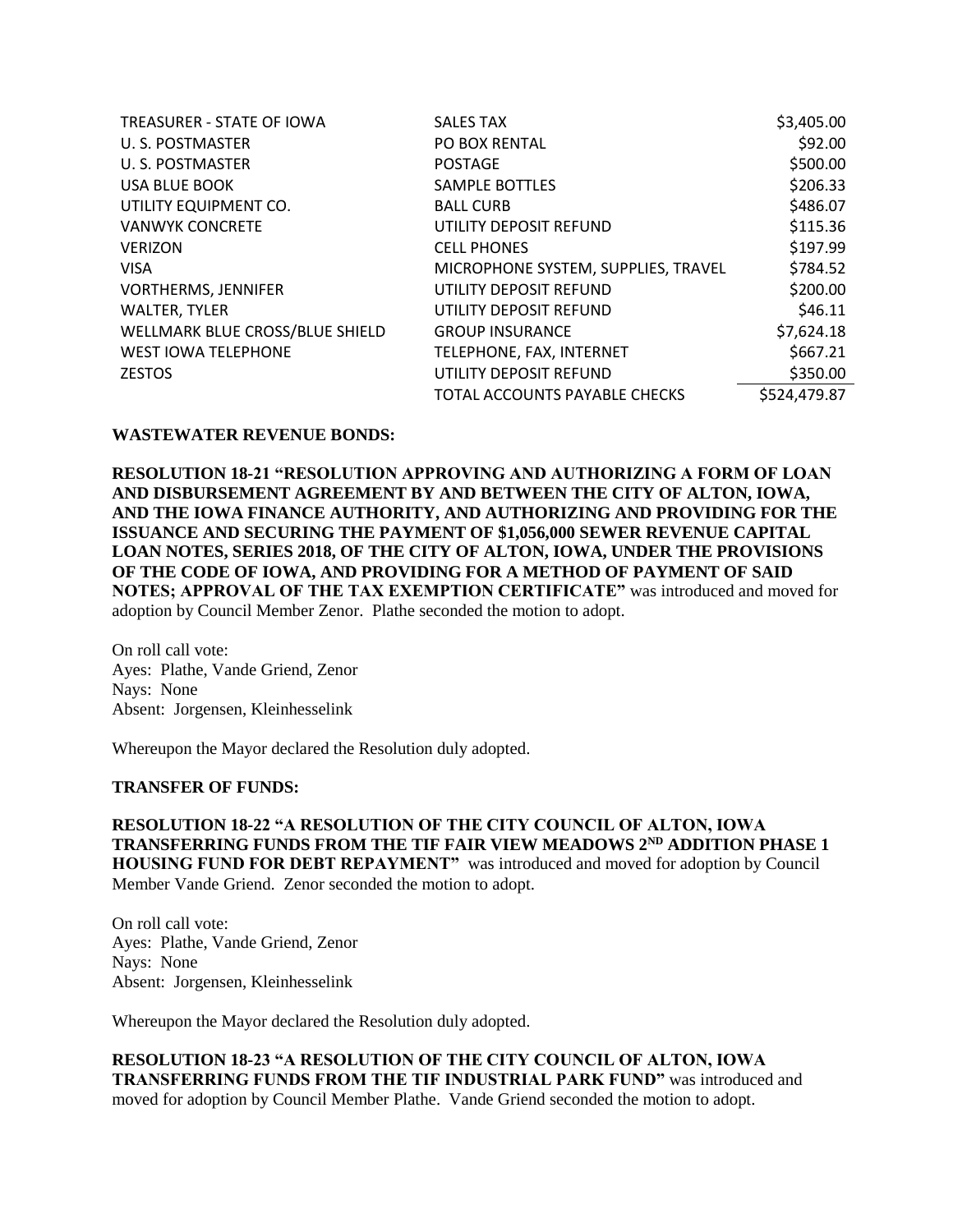| | | |
|---|---|---|
| TREASURER - STATE OF IOWA | SALES TAX | \$3,405.00 |
| U. S. POSTMASTER | PO BOX RENTAL | \$92.00 |
| U. S. POSTMASTER | POSTAGE | \$500.00 |
| USA BLUE BOOK | SAMPLE BOTTLES | \$206.33 |
| UTILITY EQUIPMENT CO. | BALL CURB | \$486.07 |
| VANWYK CONCRETE | UTILITY DEPOSIT REFUND | \$115.36 |
| VERIZON | CELL PHONES | \$197.99 |
| VISA | MICROPHONE SYSTEM, SUPPLIES, TRAVEL | \$784.52 |
| VORTHERMS, JENNIFER | UTILITY DEPOSIT REFUND | \$200.00 |
| WALTER, TYLER | UTILITY DEPOSIT REFUND | \$46.11 |
| WELLMARK BLUE CROSS/BLUE SHIELD | GROUP INSURANCE | \$7,624.18 |
| WEST IOWA TELEPHONE | TELEPHONE, FAX, INTERNET | \$667.21 |
| ZESTOS | UTILITY DEPOSIT REFUND | \$350.00 |
| | TOTAL ACCOUNTS PAYABLE CHECKS | \$524,479.87 |

**WASTEWATER REVENUE BONDS:**

**RESOLUTION 18-21 "RESOLUTION APPROVING AND AUTHORIZING A FORM OF LOAN AND DISBURSEMENT AGREEMENT BY AND BETWEEN THE CITY OF ALTON, IOWA, AND THE IOWA FINANCE AUTHORITY, AND AUTHORIZING AND PROVIDING FOR THE ISSUANCE AND SECURING THE PAYMENT OF \$1,056,000 SEWER REVENUE CAPITAL LOAN NOTES, SERIES 2018, OF THE CITY OF ALTON, IOWA, UNDER THE PROVISIONS OF THE CODE OF IOWA, AND PROVIDING FOR A METHOD OF PAYMENT OF SAID NOTES; APPROVAL OF THE TAX EXEMPTION CERTIFICATE"** was introduced and moved for adoption by Council Member Zenor. Plathe seconded the motion to adopt.

On roll call vote:
Ayes: Plathe, Vande Griend, Zenor
Nays: None
Absent: Jorgensen, Kleinhesselink

Whereupon the Mayor declared the Resolution duly adopted.

**TRANSFER OF FUNDS:**

**RESOLUTION 18-22 "A RESOLUTION OF THE CITY COUNCIL OF ALTON, IOWA TRANSFERRING FUNDS FROM THE TIF FAIR VIEW MEADOWS 2ND ADDITION PHASE 1 HOUSING FUND FOR DEBT REPAYMENT"** was introduced and moved for adoption by Council Member Vande Griend. Zenor seconded the motion to adopt.

On roll call vote:
Ayes: Plathe, Vande Griend, Zenor
Nays: None
Absent: Jorgensen, Kleinhesselink

Whereupon the Mayor declared the Resolution duly adopted.

**RESOLUTION 18-23 "A RESOLUTION OF THE CITY COUNCIL OF ALTON, IOWA TRANSFERRING FUNDS FROM THE TIF INDUSTRIAL PARK FUND"** was introduced and moved for adoption by Council Member Plathe. Vande Griend seconded the motion to adopt.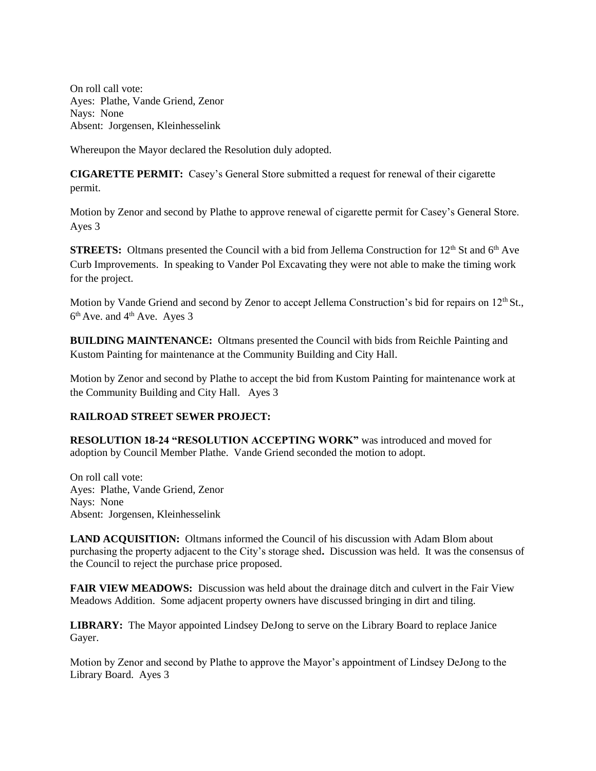On roll call vote:
Ayes: Plathe, Vande Griend, Zenor
Nays: None
Absent: Jorgensen, Kleinhesselink

Whereupon the Mayor declared the Resolution duly adopted.

**CIGARETTE PERMIT:** Casey's General Store submitted a request for renewal of their cigarette permit.

Motion by Zenor and second by Plathe to approve renewal of cigarette permit for Casey's General Store. Ayes 3

**STREETS:** Oltmans presented the Council with a bid from Jellema Construction for 12th St and 6th Ave Curb Improvements. In speaking to Vander Pol Excavating they were not able to make the timing work for the project.

Motion by Vande Griend and second by Zenor to accept Jellema Construction's bid for repairs on 12th St., 6th Ave. and 4th Ave. Ayes 3

**BUILDING MAINTENANCE:** Oltmans presented the Council with bids from Reichle Painting and Kustom Painting for maintenance at the Community Building and City Hall.

Motion by Zenor and second by Plathe to accept the bid from Kustom Painting for maintenance work at the Community Building and City Hall. Ayes 3

**RAILROAD STREET SEWER PROJECT:**

**RESOLUTION 18-24 "RESOLUTION ACCEPTING WORK"** was introduced and moved for adoption by Council Member Plathe. Vande Griend seconded the motion to adopt.

On roll call vote:
Ayes: Plathe, Vande Griend, Zenor
Nays: None
Absent: Jorgensen, Kleinhesselink

**LAND ACQUISITION:** Oltmans informed the Council of his discussion with Adam Blom about purchasing the property adjacent to the City's storage shed**.** Discussion was held. It was the consensus of the Council to reject the purchase price proposed.

**FAIR VIEW MEADOWS:** Discussion was held about the drainage ditch and culvert in the Fair View Meadows Addition. Some adjacent property owners have discussed bringing in dirt and tiling.

**LIBRARY:** The Mayor appointed Lindsey DeJong to serve on the Library Board to replace Janice Gayer.

Motion by Zenor and second by Plathe to approve the Mayor's appointment of Lindsey DeJong to the Library Board. Ayes 3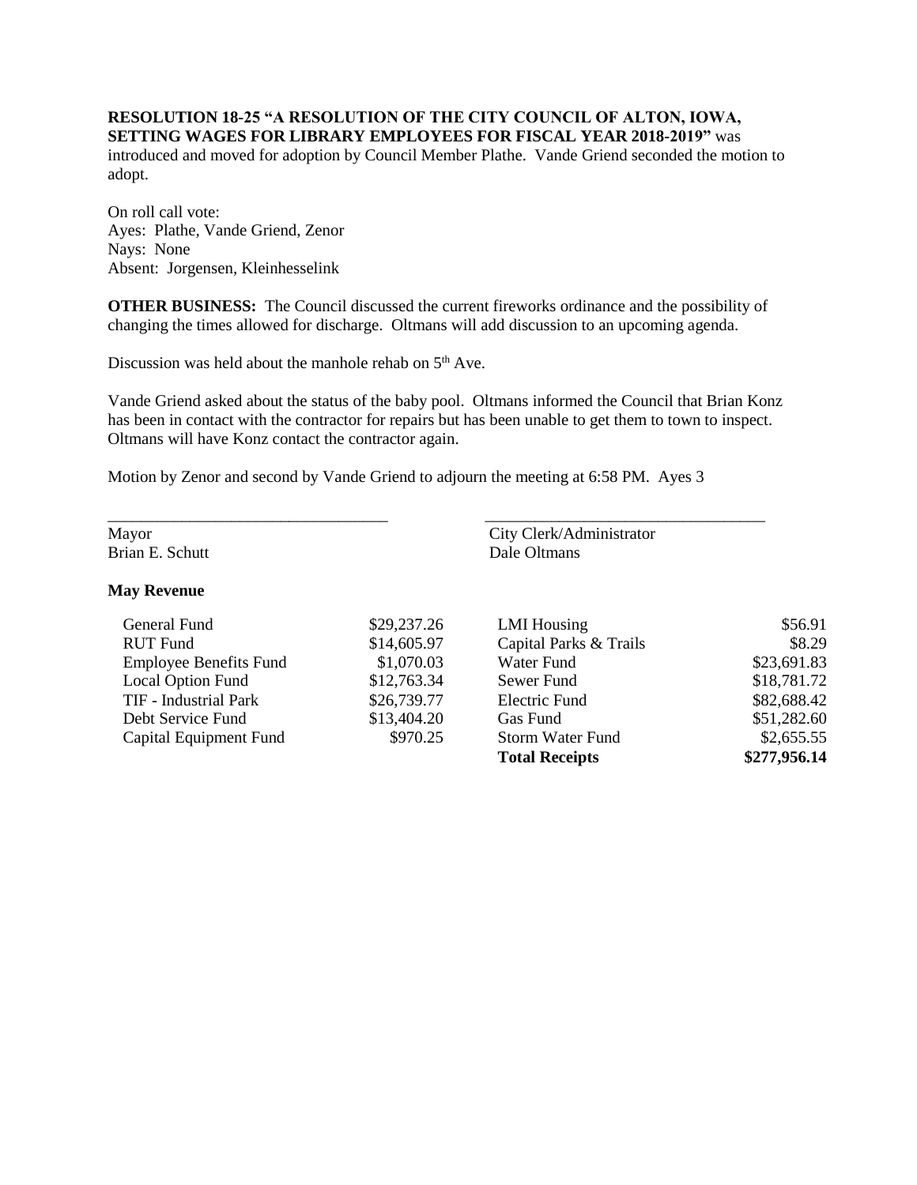**RESOLUTION 18-25 "A RESOLUTION OF THE CITY COUNCIL OF ALTON, IOWA, SETTING WAGES FOR LIBRARY EMPLOYEES FOR FISCAL YEAR 2018-2019"** was introduced and moved for adoption by Council Member Plathe. Vande Griend seconded the motion to adopt.

On roll call vote:
Ayes: Plathe, Vande Griend, Zenor
Nays: None
Absent: Jorgensen, Kleinhesselink

**OTHER BUSINESS:** The Council discussed the current fireworks ordinance and the possibility of changing the times allowed for discharge. Oltmans will add discussion to an upcoming agenda.

Discussion was held about the manhole rehab on 5th Ave.

Vande Griend asked about the status of the baby pool. Oltmans informed the Council that Brian Konz has been in contact with the contractor for repairs but has been unable to get them to town to inspect. Oltmans will have Konz contact the contractor again.

Motion by Zenor and second by Vande Griend to adjourn the meeting at 6:58 PM. Ayes 3

\_\_\_\_\_\_\_\_\_\_\_\_\_\_\_\_\_\_\_\_\_\_\_\_\_\_\_\_\_\_\_\_\_\_
Mayor
Brian E. Schutt

\_\_\_\_\_\_\_\_\_\_\_\_\_\_\_\_\_\_\_\_\_\_\_\_\_\_\_\_\_\_\_\_\_\_
City Clerk/Administrator
Dale Oltmans

**May Revenue**

| | | | |
|---|---|---|---|
| General Fund | $29,237.26 | LMI Housing | $56.91 |
| RUT Fund | $14,605.97 | Capital Parks & Trails | $8.29 |
| Employee Benefits Fund | $1,070.03 | Water Fund | $23,691.83 |
| Local Option Fund | $12,763.34 | Sewer Fund | $18,781.72 |
| TIF - Industrial Park | $26,739.77 | Electric Fund | $82,688.42 |
| Debt Service Fund | $13,404.20 | Gas Fund | $51,282.60 |
| Capital Equipment Fund | $970.25 | Storm Water Fund | $2,655.55 |
| | | **Total Receipts** | **$277,956.14** |